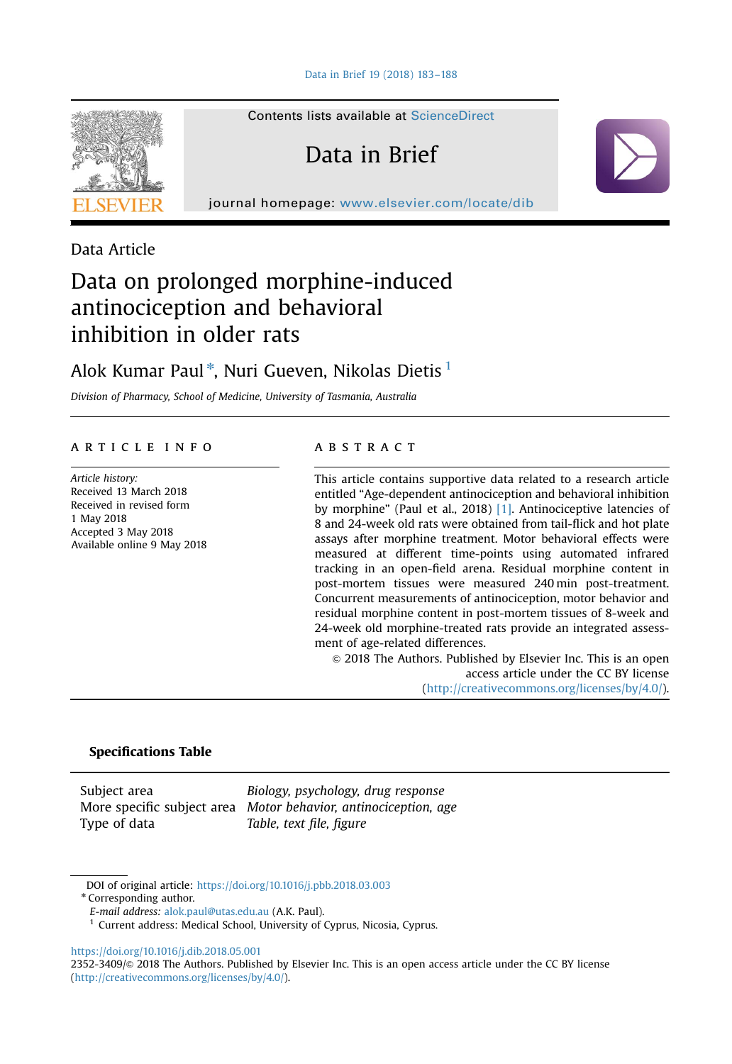Data Article

# Data on prolonged morphine-induced antinociception and behavioral inhibition in older rats

Alok Kumar Paul*, Nuri Gueven, Nikolas Dietis[1]

*Division of Pharmacy, School of Medicine, University of Tasmania, Australia*

## ARTICLE INFO

*Article history:*
Received 13 March 2018
Received in revised form
1 May 2018
Accepted 3 May 2018
Available online 9 May 2018

## ABSTRACT

This article contains supportive data related to a research article entitled "Age-dependent antinociception and behavioral inhibition by morphine" (Paul et al., 2018) [1]. Antinociceptive latencies of 8 and 24-week old rats were obtained from tail-flick and hot plate assays after morphine treatment. Motor behavioral effects were measured at different time-points using automated infrared tracking in an open-field arena. Residual morphine content in post-mortem tissues were measured 240 min post-treatment. Concurrent measurements of antinociception, motor behavior and residual morphine content in post-mortem tissues of 8-week and 24-week old morphine-treated rats provide an integrated assessment of age-related differences.

© 2018 The Authors. Published by Elsevier Inc. This is an open access article under the CC BY license (http://creativecommons.org/licenses/by/4.0/).

### Specifications Table

| | |
|---|---|
| Subject area | *Biology, psychology, drug response* |
| More specific subject area | *Motor behavior, antinociception, age* |
| Type of data | *Table, text file, figure* |

DOI of original article: https://doi.org/10.1016/j.pbb.2018.03.003

\* Corresponding author.

*E-mail address:* alok.paul@utas.edu.au (A.K. Paul).

[1] Current address: Medical School, University of Cyprus, Nicosia, Cyprus.

https://doi.org/10.1016/j.dib.2018.05.001

2352-3409/© 2018 The Authors. Published by Elsevier Inc. This is an open access article under the CC BY license (http://creativecommons.org/licenses/by/4.0/).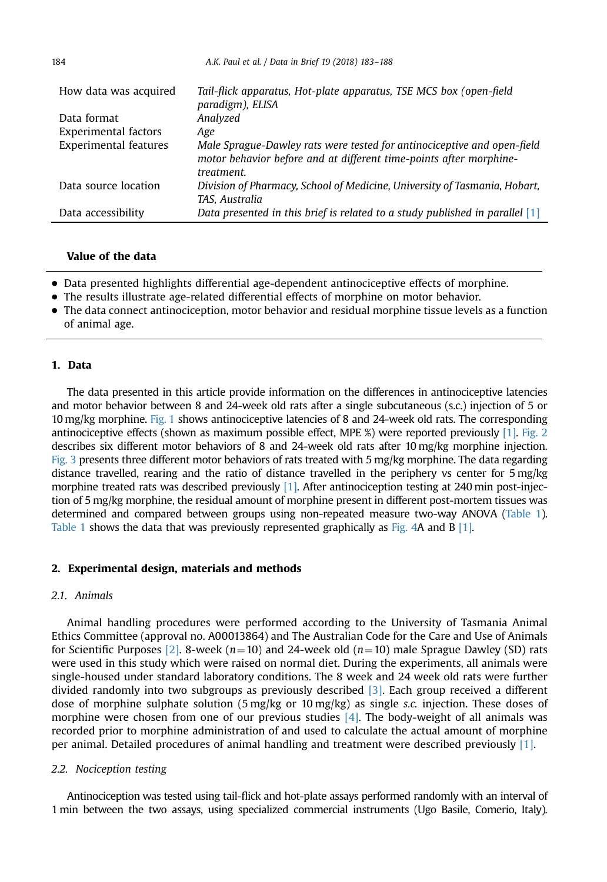| | |
|---|---|
| How data was acquired | *Tail-flick apparatus, Hot-plate apparatus, TSE MCS box (open-field paradigm), ELISA* |
| Data format | *Analyzed* |
| Experimental factors | *Age* |
| Experimental features | *Male Sprague-Dawley rats were tested for antinociceptive and open-field motor behavior before and at different time-points after morphine-treatment.* |
| Data source location | *Division of Pharmacy, School of Medicine, University of Tasmania, Hobart, TAS, Australia* |
| Data accessibility | *Data presented in this brief is related to a study published in parallel [1]* |

**Value of the data**

- Data presented highlights differential age-dependent antinociceptive effects of morphine.
- The results illustrate age-related differential effects of morphine on motor behavior.
- The data connect antinociception, motor behavior and residual morphine tissue levels as a function of animal age.

## 1. Data

The data presented in this article provide information on the differences in antinociceptive latencies and motor behavior between 8 and 24-week old rats after a single subcutaneous (s.c.) injection of 5 or 10 mg/kg morphine. Fig. 1 shows antinociceptive latencies of 8 and 24-week old rats. The corresponding antinociceptive effects (shown as maximum possible effect, MPE %) were reported previously [1]. Fig. 2 describes six different motor behaviors of 8 and 24-week old rats after 10 mg/kg morphine injection. Fig. 3 presents three different motor behaviors of rats treated with 5 mg/kg morphine. The data regarding distance travelled, rearing and the ratio of distance travelled in the periphery vs center for 5 mg/kg morphine treated rats was described previously [1]. After antinociception testing at 240 min post-injection of 5 mg/kg morphine, the residual amount of morphine present in different post-mortem tissues was determined and compared between groups using non-repeated measure two-way ANOVA (Table 1). Table 1 shows the data that was previously represented graphically as Fig. 4A and B [1].

## 2. Experimental design, materials and methods

### 2.1. Animals

Animal handling procedures were performed according to the University of Tasmania Animal Ethics Committee (approval no. A00013864) and The Australian Code for the Care and Use of Animals for Scientific Purposes [2]. 8-week ($n = 10$) and 24-week old ($n = 10$) male Sprague Dawley (SD) rats were used in this study which were raised on normal diet. During the experiments, all animals were single-housed under standard laboratory conditions. The 8 week and 24 week old rats were further divided randomly into two subgroups as previously described [3]. Each group received a different dose of morphine sulphate solution (5 mg/kg or 10 mg/kg) as single *s.c.* injection. These doses of morphine were chosen from one of our previous studies [4]. The body-weight of all animals was recorded prior to morphine administration of and used to calculate the actual amount of morphine per animal. Detailed procedures of animal handling and treatment were described previously [1].

### 2.2. Nociception testing

Antinociception was tested using tail-flick and hot-plate assays performed randomly with an interval of 1 min between the two assays, using specialized commercial instruments (Ugo Basile, Comerio, Italy).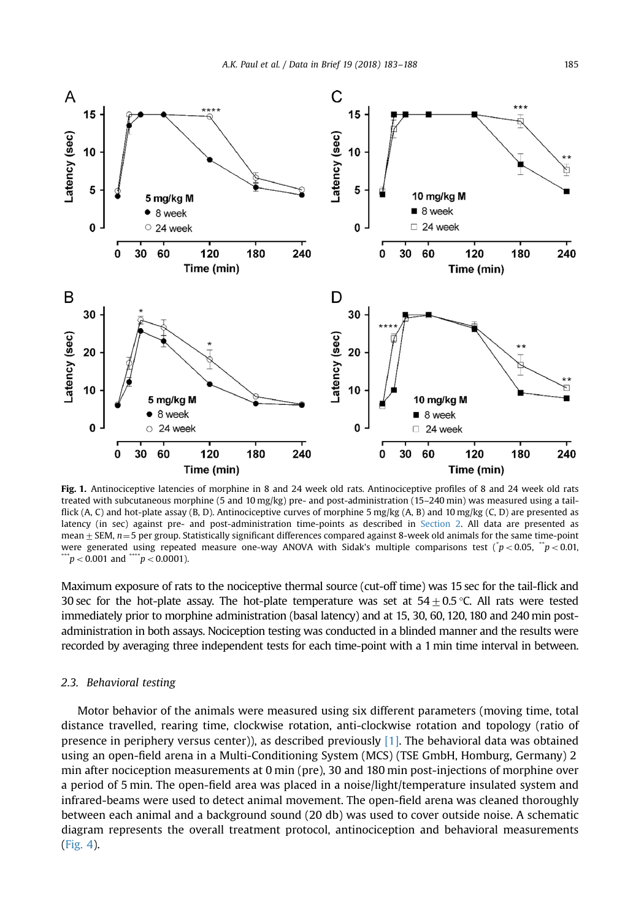**Fig. 1.** Antinociceptive latencies of morphine in 8 and 24 week old rats. Antinociceptive profiles of 8 and 24 week old rats treated with subcutaneous morphine (5 and 10 mg/kg) pre- and post-administration (15–240 min) was measured using a tail-flick (A, C) and hot-plate assay (B, D). Antinociceptive curves of morphine 5 mg/kg (A, B) and 10 mg/kg (C, D) are presented as latency (in sec) against pre- and post-administration time-points as described in Section 2. All data are presented as mean ± SEM, $n = 5$ per group. Statistically significant differences compared against 8-week old animals for the same time-point were generated using repeated measure one-way ANOVA with Sidak's multiple comparisons test ($^{*}p < 0.05$, $^{**}p < 0.01$, $^{***}p < 0.001$ and $^{****}p < 0.0001$).

Maximum exposure of rats to the nociceptive thermal source (cut-off time) was 15 sec for the tail-flick and 30 sec for the hot-plate assay. The hot-plate temperature was set at 54 ± 0.5 °C. All rats were tested immediately prior to morphine administration (basal latency) and at 15, 30, 60, 120, 180 and 240 min post-administration in both assays. Nociception testing was conducted in a blinded manner and the results were recorded by averaging three independent tests for each time-point with a 1 min time interval in between.

### 2.3. Behavioral testing

Motor behavior of the animals were measured using six different parameters (moving time, total distance travelled, rearing time, clockwise rotation, anti-clockwise rotation and topology (ratio of presence in periphery versus center)), as described previously [1]. The behavioral data was obtained using an open-field arena in a Multi-Conditioning System (MCS) (TSE GmbH, Homburg, Germany) 2 min after nociception measurements at 0 min (pre), 30 and 180 min post-injections of morphine over a period of 5 min. The open-field area was placed in a noise/light/temperature insulated system and infrared-beams were used to detect animal movement. The open-field arena was cleaned thoroughly between each animal and a background sound (20 db) was used to cover outside noise. A schematic diagram represents the overall treatment protocol, antinociception and behavioral measurements (Fig. 4).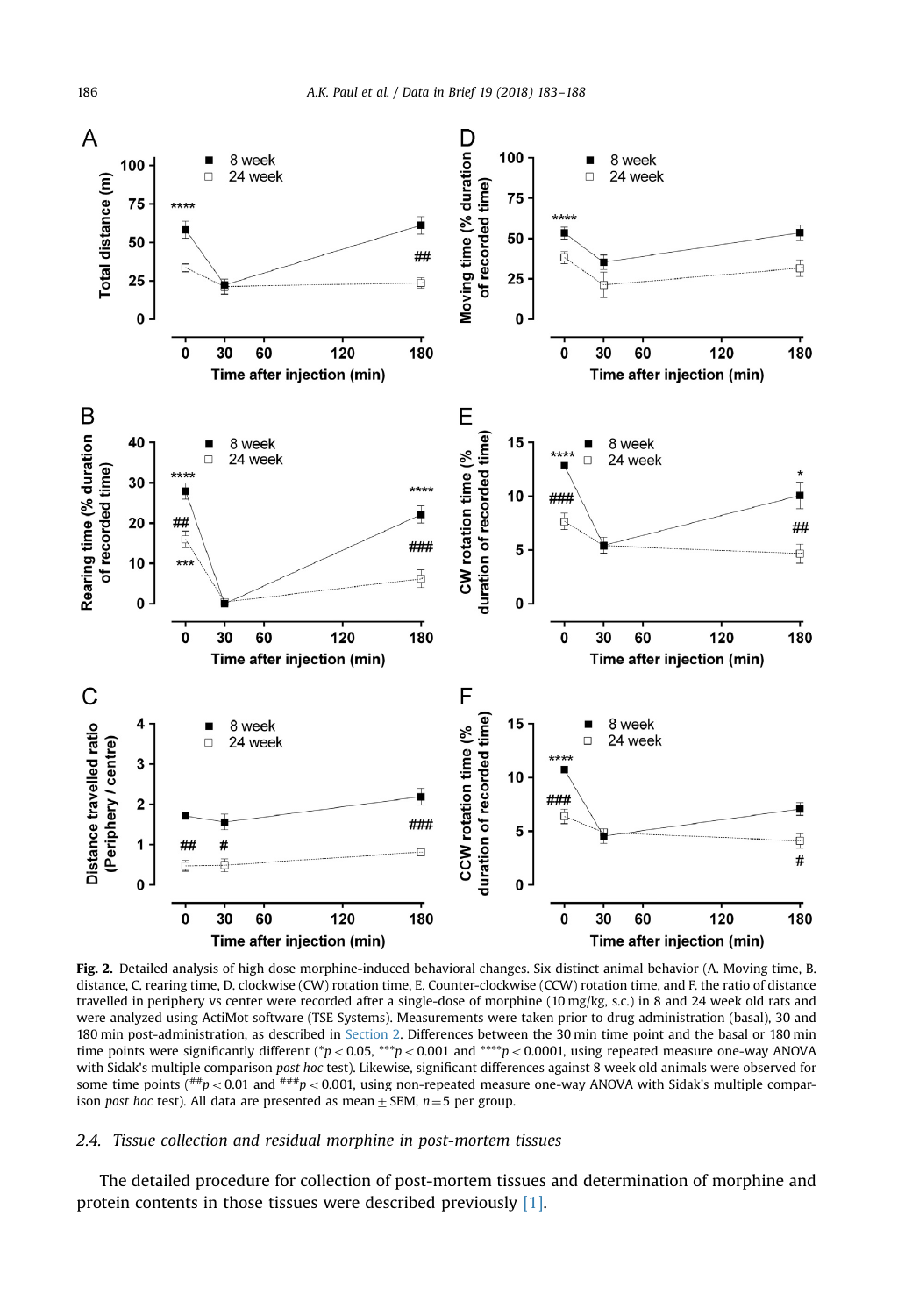**Fig. 2.** Detailed analysis of high dose morphine-induced behavioral changes. Six distinct animal behavior (A. Moving time, B. distance, C. rearing time, D. clockwise (CW) rotation time, E. Counter-clockwise (CCW) rotation time, and F. the ratio of distance travelled in periphery vs center were recorded after a single-dose of morphine (10 mg/kg, s.c.) in 8 and 24 week old rats and were analyzed using ActiMot software (TSE Systems). Measurements were taken prior to drug administration (basal), 30 and 180 min post-administration, as described in Section 2. Differences between the 30 min time point and the basal or 180 min time points were significantly different (* $p < 0.05$, *** $p < 0.001$ and **** $p < 0.0001$, using repeated measure one-way ANOVA with Sidak's multiple comparison *post hoc* test). Likewise, significant differences against 8 week old animals were observed for some time points (## $p < 0.01$ and ### $p < 0.001$, using non-repeated measure one-way ANOVA with Sidak's multiple comparison *post hoc* test). All data are presented as mean ± SEM, $n = 5$ per group.

### 2.4. Tissue collection and residual morphine in post-mortem tissues

The detailed procedure for collection of post-mortem tissues and determination of morphine and protein contents in those tissues were described previously [1].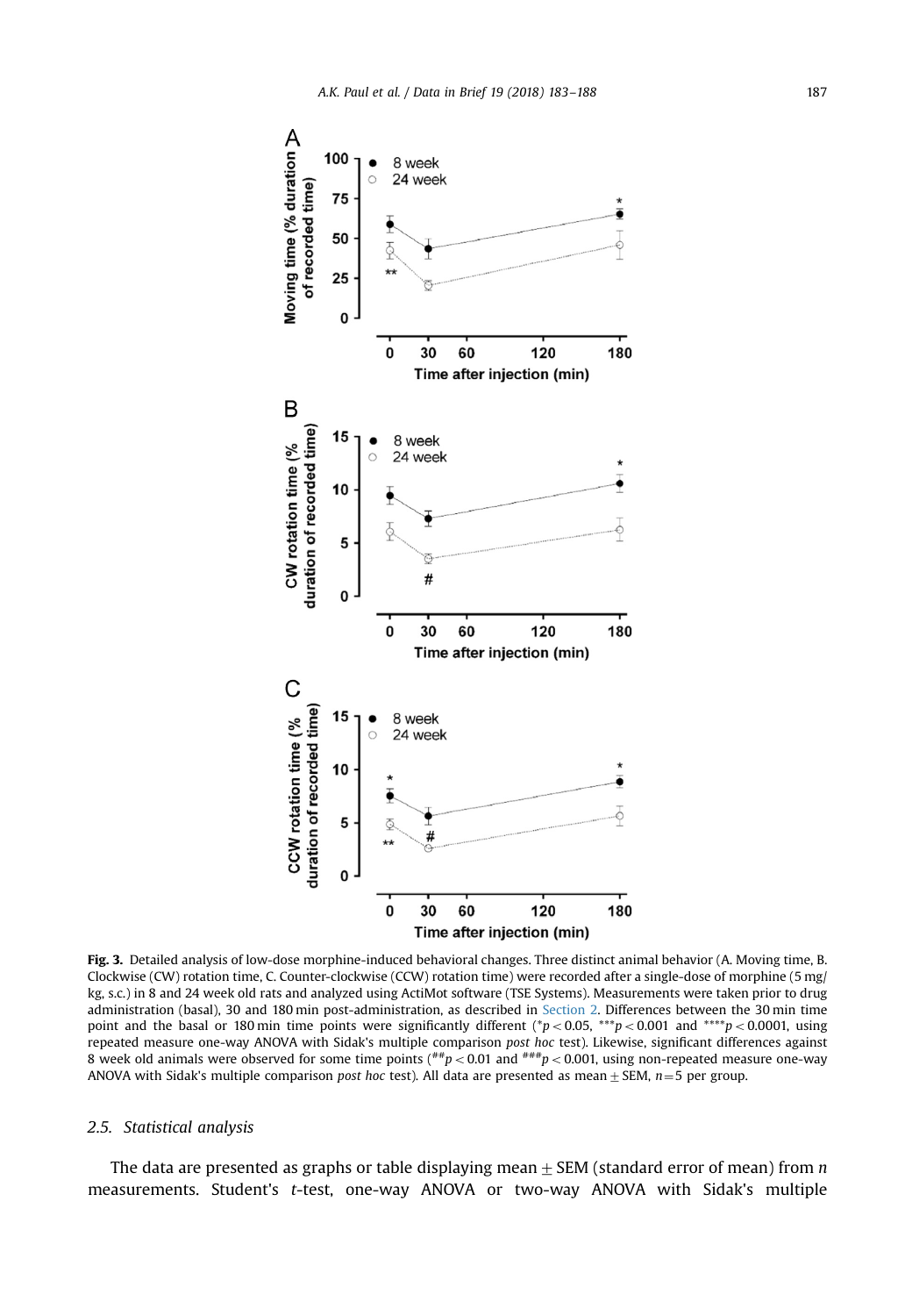**Fig. 3.** Detailed analysis of low-dose morphine-induced behavioral changes. Three distinct animal behavior (A. Moving time, B. Clockwise (CW) rotation time, C. Counter-clockwise (CCW) rotation time) were recorded after a single-dose of morphine (5 mg/kg, s.c.) in 8 and 24 week old rats and analyzed using ActiMot software (TSE Systems). Measurements were taken prior to drug administration (basal), 30 and 180 min post-administration, as described in Section 2. Differences between the 30 min time point and the basal or 180 min time points were significantly different (* $p < 0.05$, *** $p < 0.001$ and **** $p < 0.0001$, using repeated measure one-way ANOVA with Sidak's multiple comparison *post hoc* test). Likewise, significant differences against 8 week old animals were observed for some time points (## $p < 0.01$ and ### $p < 0.001$, using non-repeated measure one-way ANOVA with Sidak's multiple comparison *post hoc* test). All data are presented as mean ± SEM, $n = 5$ per group.

### 2.5. Statistical analysis

The data are presented as graphs or table displaying mean ± SEM (standard error of mean) from *n* measurements. Student's *t*-test, one-way ANOVA or two-way ANOVA with Sidak's multiple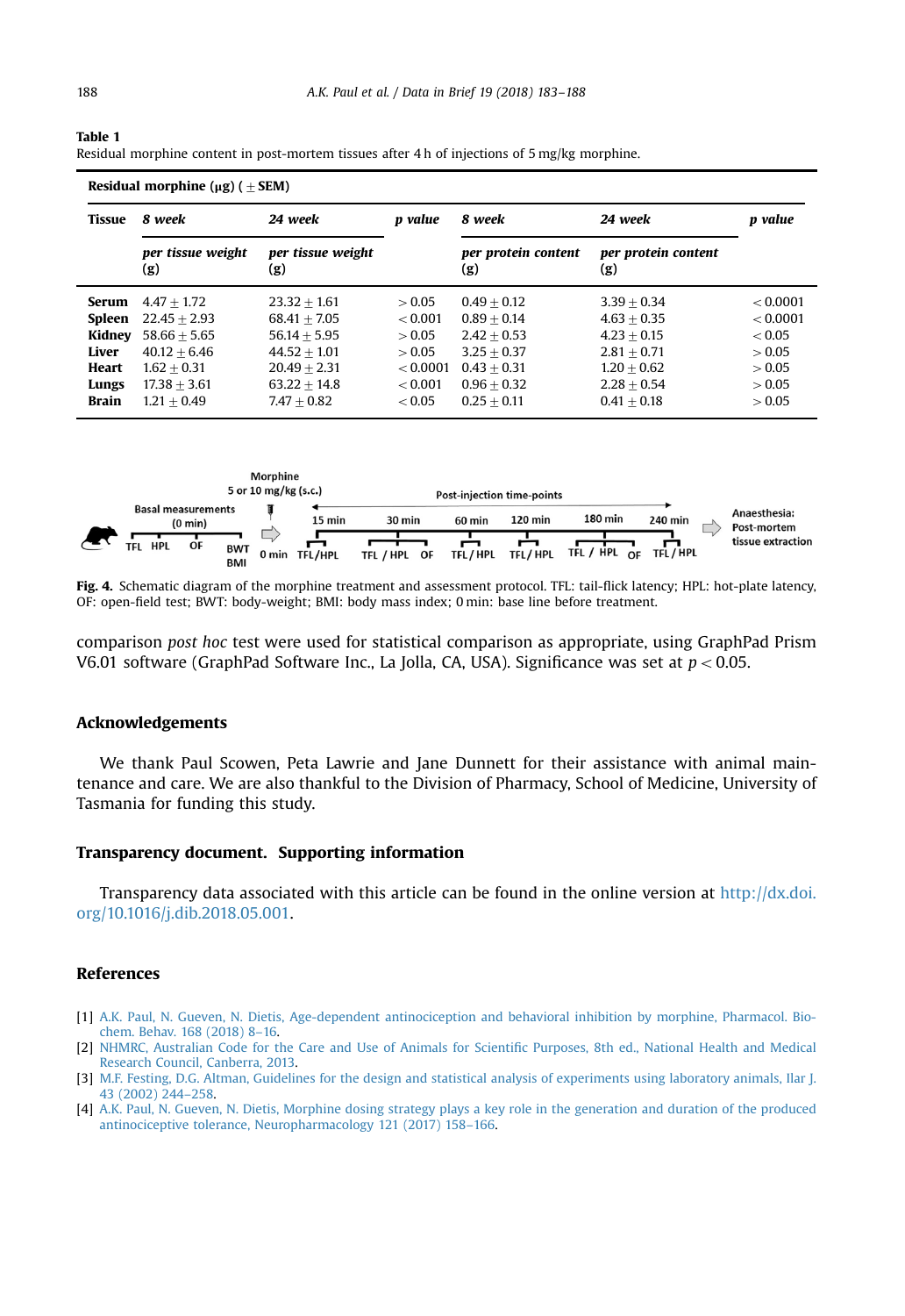**Table 1**
Residual morphine content in post-mortem tissues after 4 h of injections of 5 mg/kg morphine.

| Residual morphine (μg) ( ± SEM) | | | | | | |
|---|---|---|---|---|---|---|
| **Tissue** | *8 week* | *24 week* | *p value* | *8 week* | *24 week* | *p value* |
| | *per tissue weight* (g) | *per tissue weight* (g) | | *per protein content* (g) | *per protein content* (g) | |
| **Serum** | 4.47 ± 1.72 | 23.32 ± 1.61 | > 0.05 | 0.49 ± 0.12 | 3.39 ± 0.34 | < 0.0001 |
| **Spleen** | 22.45 ± 2.93 | 68.41 ± 7.05 | < 0.001 | 0.89 ± 0.14 | 4.63 ± 0.35 | < 0.0001 |
| **Kidney** | 58.66 ± 5.65 | 56.14 ± 5.95 | > 0.05 | 2.42 ± 0.53 | 4.23 ± 0.15 | < 0.05 |
| **Liver** | 40.12 ± 6.46 | 44.52 ± 1.01 | > 0.05 | 3.25 ± 0.37 | 2.81 ± 0.71 | > 0.05 |
| **Heart** | 1.62 ± 0.31 | 20.49 ± 2.31 | < 0.0001 | 0.43 ± 0.31 | 1.20 ± 0.62 | > 0.05 |
| **Lungs** | 17.38 ± 3.61 | 63.22 ± 14.8 | < 0.001 | 0.96 ± 0.32 | 2.28 ± 0.54 | > 0.05 |
| **Brain** | 1.21 ± 0.49 | 7.47 ± 0.82 | < 0.05 | 0.25 ± 0.11 | 0.41 ± 0.18 | > 0.05 |

Morphine
5 or 10 mg/kg (s.c.)
Basal measurements
(0 min)
TFL HPL OF BWT BMI
0 min
Post-injection time-points
15 min TFL/HPL
30 min TFL / HPL OF
60 min TFL / HPL
120 min TFL / HPL
180 min TFL / HPL OF
240 min TFL / HPL
Anaesthesia: Post-mortem tissue extraction

**Fig. 4.** Schematic diagram of the morphine treatment and assessment protocol. TFL: tail-flick latency; HPL: hot-plate latency, OF: open-field test; BWT: body-weight; BMI: body mass index; 0 min: base line before treatment.

comparison *post hoc* test were used for statistical comparison as appropriate, using GraphPad Prism V6.01 software (GraphPad Software Inc., La Jolla, CA, USA). Significance was set at $p < 0.05$.

## Acknowledgements

We thank Paul Scowen, Peta Lawrie and Jane Dunnett for their assistance with animal maintenance and care. We are also thankful to the Division of Pharmacy, School of Medicine, University of Tasmania for funding this study.

## Transparency document. Supporting information

Transparency data associated with this article can be found in the online version at http://dx.doi.org/10.1016/j.dib.2018.05.001.

## References

[1] A.K. Paul, N. Gueven, N. Dietis, Age-dependent antinociception and behavioral inhibition by morphine, Pharmacol. Biochem. Behav. 168 (2018) 8–16.

[2] NHMRC, Australian Code for the Care and Use of Animals for Scientific Purposes, 8th ed., National Health and Medical Research Council, Canberra, 2013.

[3] M.F. Festing, D.G. Altman, Guidelines for the design and statistical analysis of experiments using laboratory animals, Ilar J. 43 (2002) 244–258.

[4] A.K. Paul, N. Gueven, N. Dietis, Morphine dosing strategy plays a key role in the generation and duration of the produced antinociceptive tolerance, Neuropharmacology 121 (2017) 158–166.